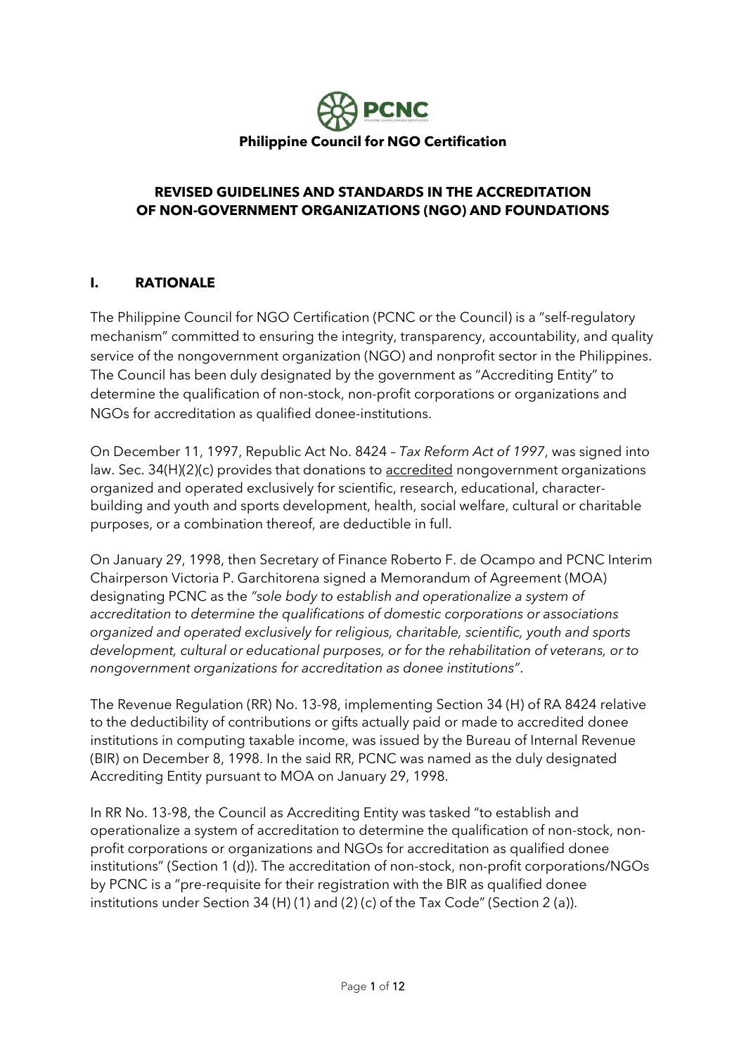**PCNC**

**Philippine Council for NGO Certification**

# REVISED GUIDELINES AND STANDARDS IN THE ACCREDITATION OF NON-GOVERNMENT ORGANIZATIONS (NGO) AND FOUNDATIONS

## I. RATIONALE

The Philippine Council for NGO Certification (PCNC or the Council) is a "self-regulatory mechanism" committed to ensuring the integrity, transparency, accountability, and quality service of the nongovernment organization (NGO) and nonprofit sector in the Philippines. The Council has been duly designated by the government as "Accrediting Entity" to determine the qualification of non-stock, non-profit corporations or organizations and NGOs for accreditation as qualified donee-institutions.

On December 11, 1997, Republic Act No. 8424 – *Tax Reform Act of 1997*, was signed into law. Sec. 34(H)(2)(c) provides that donations to <u>accredited</u> nongovernment organizations organized and operated exclusively for scientific, research, educational, character-building and youth and sports development, health, social welfare, cultural or charitable purposes, or a combination thereof, are deductible in full.

On January 29, 1998, then Secretary of Finance Roberto F. de Ocampo and PCNC Interim Chairperson Victoria P. Garchitorena signed a Memorandum of Agreement (MOA) designating PCNC as the *"sole body to establish and operationalize a system of accreditation to determine the qualifications of domestic corporations or associations organized and operated exclusively for religious, charitable, scientific, youth and sports development, cultural or educational purposes, or for the rehabilitation of veterans, or to nongovernment organizations for accreditation as donee institutions"*.

The Revenue Regulation (RR) No. 13-98, implementing Section 34 (H) of RA 8424 relative to the deductibility of contributions or gifts actually paid or made to accredited donee institutions in computing taxable income, was issued by the Bureau of Internal Revenue (BIR) on December 8, 1998. In the said RR, PCNC was named as the duly designated Accrediting Entity pursuant to MOA on January 29, 1998.

In RR No. 13-98, the Council as Accrediting Entity was tasked "to establish and operationalize a system of accreditation to determine the qualification of non-stock, non-profit corporations or organizations and NGOs for accreditation as qualified donee institutions" (Section 1 (d)). The accreditation of non-stock, non-profit corporations/NGOs by PCNC is a "pre-requisite for their registration with the BIR as qualified donee institutions under Section 34 (H) (1) and (2) (c) of the Tax Code" (Section 2 (a)).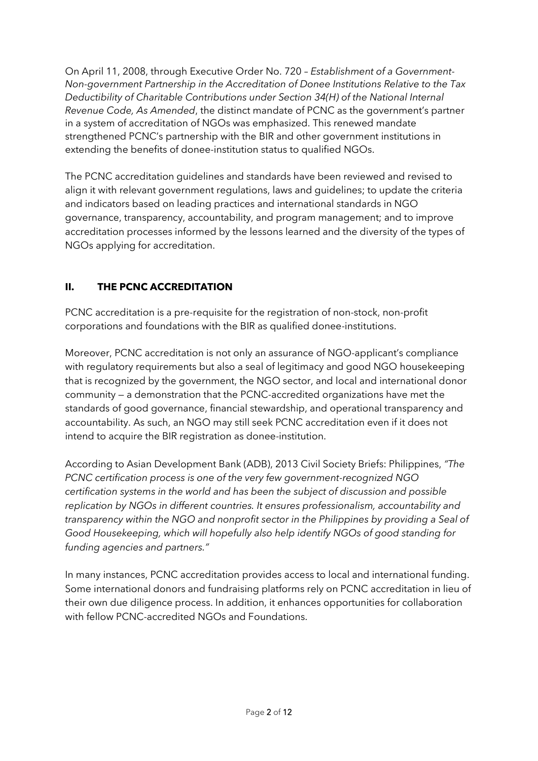On April 11, 2008, through Executive Order No. 720 – *Establishment of a Government-Non-government Partnership in the Accreditation of Donee Institutions Relative to the Tax Deductibility of Charitable Contributions under Section 34(H) of the National Internal Revenue Code, As Amended*, the distinct mandate of PCNC as the government's partner in a system of accreditation of NGOs was emphasized. This renewed mandate strengthened PCNC's partnership with the BIR and other government institutions in extending the benefits of donee-institution status to qualified NGOs.

The PCNC accreditation guidelines and standards have been reviewed and revised to align it with relevant government regulations, laws and guidelines; to update the criteria and indicators based on leading practices and international standards in NGO governance, transparency, accountability, and program management; and to improve accreditation processes informed by the lessons learned and the diversity of the types of NGOs applying for accreditation.

## II. THE PCNC ACCREDITATION

PCNC accreditation is a pre-requisite for the registration of non-stock, non-profit corporations and foundations with the BIR as qualified donee-institutions.

Moreover, PCNC accreditation is not only an assurance of NGO-applicant's compliance with regulatory requirements but also a seal of legitimacy and good NGO housekeeping that is recognized by the government, the NGO sector, and local and international donor community — a demonstration that the PCNC-accredited organizations have met the standards of good governance, financial stewardship, and operational transparency and accountability. As such, an NGO may still seek PCNC accreditation even if it does not intend to acquire the BIR registration as donee-institution.

According to Asian Development Bank (ADB), 2013 Civil Society Briefs: Philippines, *"The PCNC certification process is one of the very few government-recognized NGO certification systems in the world and has been the subject of discussion and possible replication by NGOs in different countries. It ensures professionalism, accountability and transparency within the NGO and nonprofit sector in the Philippines by providing a Seal of Good Housekeeping, which will hopefully also help identify NGOs of good standing for funding agencies and partners."*

In many instances, PCNC accreditation provides access to local and international funding. Some international donors and fundraising platforms rely on PCNC accreditation in lieu of their own due diligence process. In addition, it enhances opportunities for collaboration with fellow PCNC-accredited NGOs and Foundations.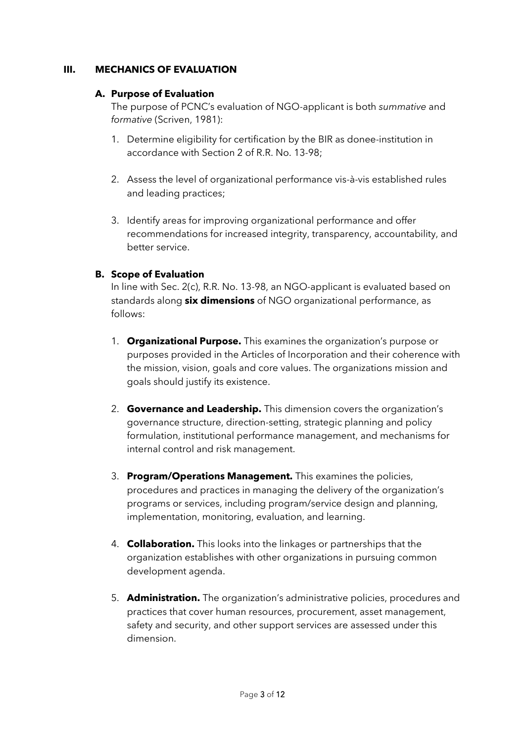## III. MECHANICS OF EVALUATION

### A. Purpose of Evaluation

The purpose of PCNC's evaluation of NGO-applicant is both *summative* and *formative* (Scriven, 1981):

1. Determine eligibility for certification by the BIR as donee-institution in accordance with Section 2 of R.R. No. 13-98;

2. Assess the level of organizational performance vis-à-vis established rules and leading practices;

3. Identify areas for improving organizational performance and offer recommendations for increased integrity, transparency, accountability, and better service.

### B. Scope of Evaluation

In line with Sec. 2(c), R.R. No. 13-98, an NGO-applicant is evaluated based on standards along **six dimensions** of NGO organizational performance, as follows:

1. **Organizational Purpose.** This examines the organization's purpose or purposes provided in the Articles of Incorporation and their coherence with the mission, vision, goals and core values. The organizations mission and goals should justify its existence.

2. **Governance and Leadership.** This dimension covers the organization's governance structure, direction-setting, strategic planning and policy formulation, institutional performance management, and mechanisms for internal control and risk management.

3. **Program/Operations Management.** This examines the policies, procedures and practices in managing the delivery of the organization's programs or services, including program/service design and planning, implementation, monitoring, evaluation, and learning.

4. **Collaboration.** This looks into the linkages or partnerships that the organization establishes with other organizations in pursuing common development agenda.

5. **Administration.** The organization's administrative policies, procedures and practices that cover human resources, procurement, asset management, safety and security, and other support services are assessed under this dimension.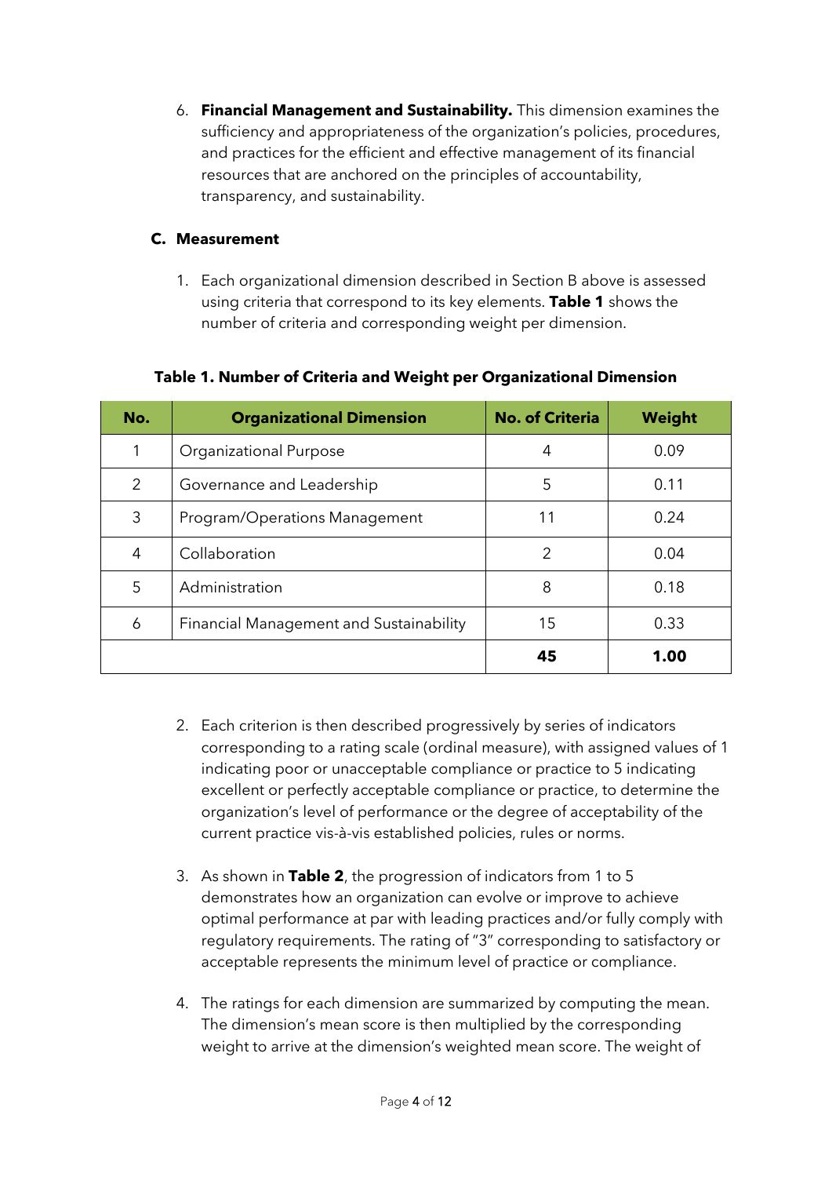6. **Financial Management and Sustainability.** This dimension examines the sufficiency and appropriateness of the organization's policies, procedures, and practices for the efficient and effective management of its financial resources that are anchored on the principles of accountability, transparency, and sustainability.

### C. Measurement

1. Each organizational dimension described in Section B above is assessed using criteria that correspond to its key elements. **Table 1** shows the number of criteria and corresponding weight per dimension.

**Table 1. Number of Criteria and Weight per Organizational Dimension**

| No. | Organizational Dimension | No. of Criteria | Weight |
|---|---|---|---|
| 1 | Organizational Purpose | 4 | 0.09 |
| 2 | Governance and Leadership | 5 | 0.11 |
| 3 | Program/Operations Management | 11 | 0.24 |
| 4 | Collaboration | 2 | 0.04 |
| 5 | Administration | 8 | 0.18 |
| 6 | Financial Management and Sustainability | 15 | 0.33 |
| | | **45** | **1.00** |

2. Each criterion is then described progressively by series of indicators corresponding to a rating scale (ordinal measure), with assigned values of 1 indicating poor or unacceptable compliance or practice to 5 indicating excellent or perfectly acceptable compliance or practice, to determine the organization's level of performance or the degree of acceptability of the current practice vis-à-vis established policies, rules or norms.

3. As shown in **Table 2**, the progression of indicators from 1 to 5 demonstrates how an organization can evolve or improve to achieve optimal performance at par with leading practices and/or fully comply with regulatory requirements. The rating of "3" corresponding to satisfactory or acceptable represents the minimum level of practice or compliance.

4. The ratings for each dimension are summarized by computing the mean. The dimension's mean score is then multiplied by the corresponding weight to arrive at the dimension's weighted mean score. The weight of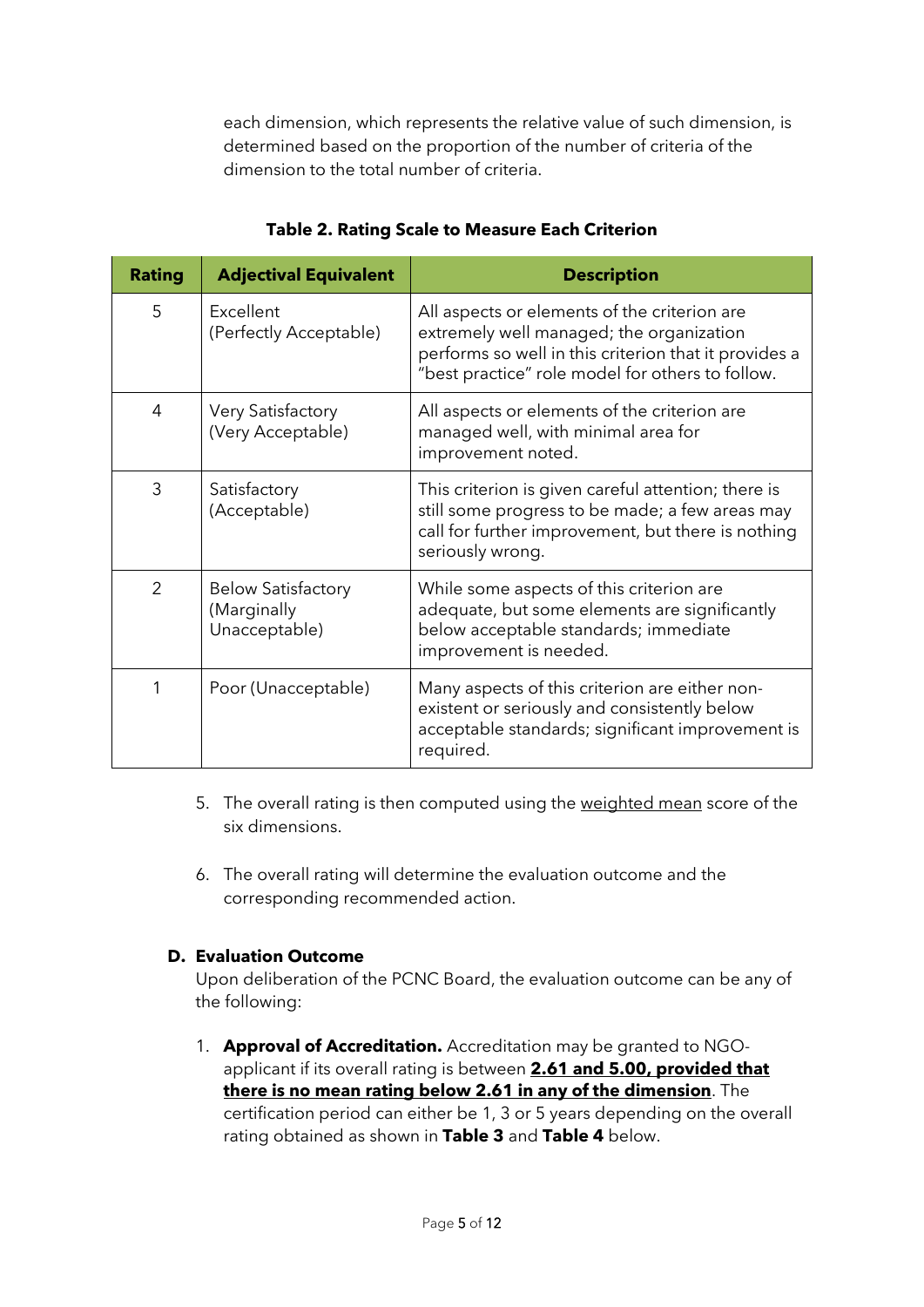each dimension, which represents the relative value of such dimension, is determined based on the proportion of the number of criteria of the dimension to the total number of criteria.

**Table 2. Rating Scale to Measure Each Criterion**

| Rating | Adjectival Equivalent | Description |
|---|---|---|
| 5 | Excellent (Perfectly Acceptable) | All aspects or elements of the criterion are extremely well managed; the organization performs so well in this criterion that it provides a "best practice" role model for others to follow. |
| 4 | Very Satisfactory (Very Acceptable) | All aspects or elements of the criterion are managed well, with minimal area for improvement noted. |
| 3 | Satisfactory (Acceptable) | This criterion is given careful attention; there is still some progress to be made; a few areas may call for further improvement, but there is nothing seriously wrong. |
| 2 | Below Satisfactory (Marginally Unacceptable) | While some aspects of this criterion are adequate, but some elements are significantly below acceptable standards; immediate improvement is needed. |
| 1 | Poor (Unacceptable) | Many aspects of this criterion are either non-existent or seriously and consistently below acceptable standards; significant improvement is required. |

5. The overall rating is then computed using the weighted mean score of the six dimensions.

6. The overall rating will determine the evaluation outcome and the corresponding recommended action.

### D. Evaluation Outcome

Upon deliberation of the PCNC Board, the evaluation outcome can be any of the following:

1. **Approval of Accreditation.** Accreditation may be granted to NGO-applicant if its overall rating is between **2.61 and 5.00, provided that there is no mean rating below 2.61 in any of the dimension**. The certification period can either be 1, 3 or 5 years depending on the overall rating obtained as shown in **Table 3** and **Table 4** below.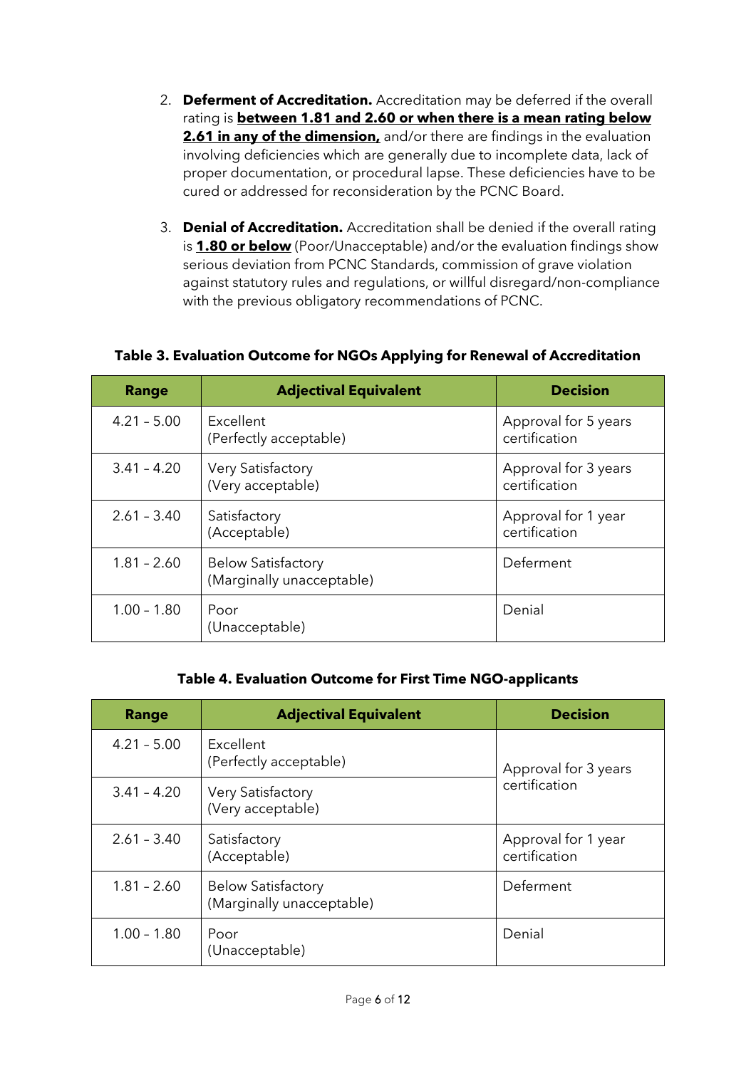2. **Deferment of Accreditation.** Accreditation may be deferred if the overall rating is **between 1.81 and 2.60 or when there is a mean rating below 2.61 in any of the dimension,** and/or there are findings in the evaluation involving deficiencies which are generally due to incomplete data, lack of proper documentation, or procedural lapse. These deficiencies have to be cured or addressed for reconsideration by the PCNC Board.

3. **Denial of Accreditation.** Accreditation shall be denied if the overall rating is **1.80 or below** (Poor/Unacceptable) and/or the evaluation findings show serious deviation from PCNC Standards, commission of grave violation against statutory rules and regulations, or willful disregard/non-compliance with the previous obligatory recommendations of PCNC.

**Table 3. Evaluation Outcome for NGOs Applying for Renewal of Accreditation**

| Range | Adjectival Equivalent | Decision |
|---|---|---|
| 4.21 – 5.00 | Excellent (Perfectly acceptable) | Approval for 5 years certification |
| 3.41 – 4.20 | Very Satisfactory (Very acceptable) | Approval for 3 years certification |
| 2.61 – 3.40 | Satisfactory (Acceptable) | Approval for 1 year certification |
| 1.81 – 2.60 | Below Satisfactory (Marginally unacceptable) | Deferment |
| 1.00 – 1.80 | Poor (Unacceptable) | Denial |

**Table 4. Evaluation Outcome for First Time NGO-applicants**

| Range | Adjectival Equivalent | Decision |
|---|---|---|
| 4.21 – 5.00 | Excellent (Perfectly acceptable) | Approval for 3 years certification |
| 3.41 – 4.20 | Very Satisfactory (Very acceptable) | |
| 2.61 – 3.40 | Satisfactory (Acceptable) | Approval for 1 year certification |
| 1.81 – 2.60 | Below Satisfactory (Marginally unacceptable) | Deferment |
| 1.00 – 1.80 | Poor (Unacceptable) | Denial |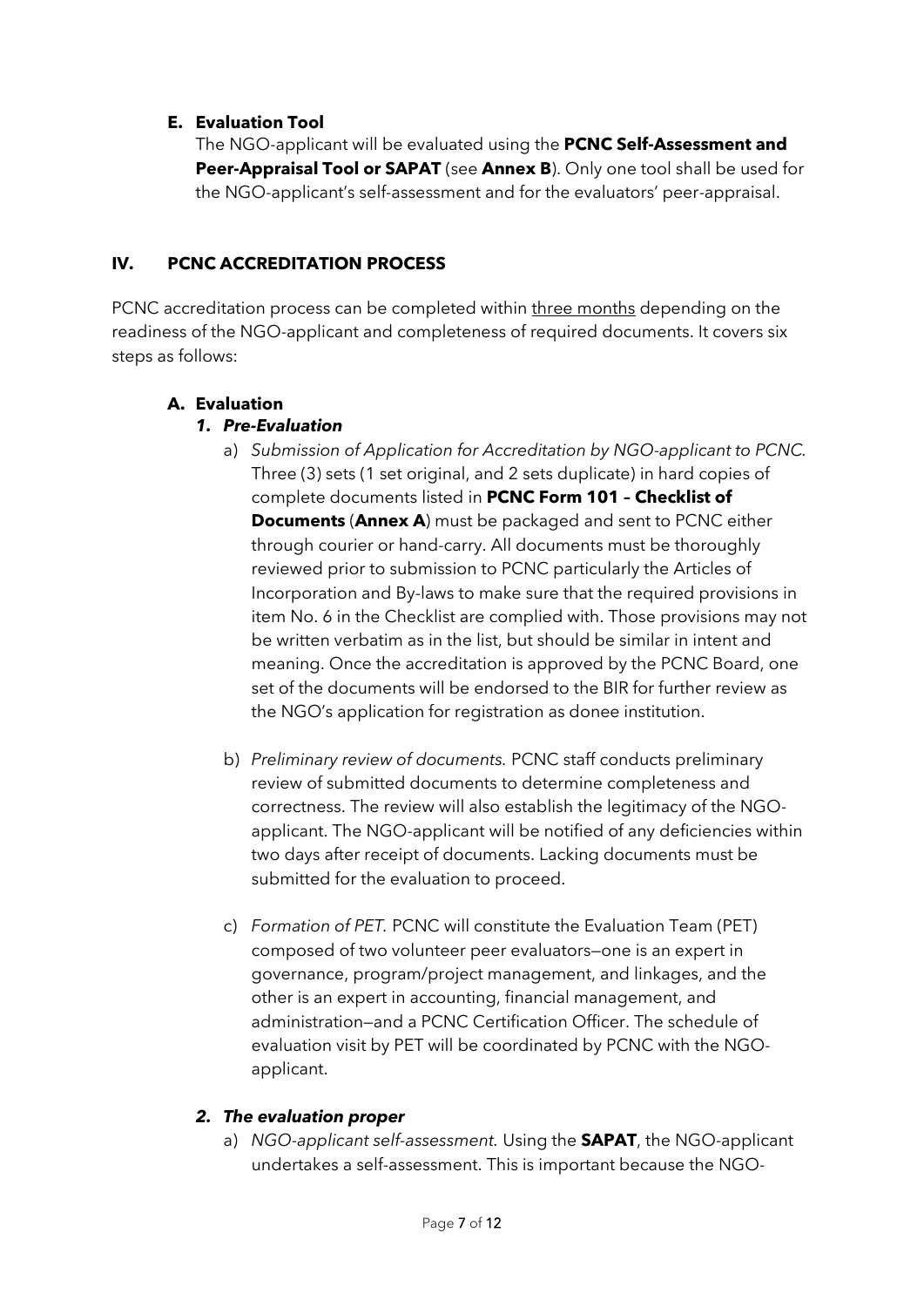### E. Evaluation Tool

The NGO-applicant will be evaluated using the **PCNC Self-Assessment and Peer-Appraisal Tool or SAPAT** (see **Annex B**). Only one tool shall be used for the NGO-applicant's self-assessment and for the evaluators' peer-appraisal.

## IV. PCNC ACCREDITATION PROCESS

PCNC accreditation process can be completed within three months depending on the readiness of the NGO-applicant and completeness of required documents. It covers six steps as follows:

### A. Evaluation

#### *1. Pre-Evaluation*

a) *Submission of Application for Accreditation by NGO-applicant to PCNC.* Three (3) sets (1 set original, and 2 sets duplicate) in hard copies of complete documents listed in **PCNC Form 101 – Checklist of Documents** (**Annex A**) must be packaged and sent to PCNC either through courier or hand-carry. All documents must be thoroughly reviewed prior to submission to PCNC particularly the Articles of Incorporation and By-laws to make sure that the required provisions in item No. 6 in the Checklist are complied with. Those provisions may not be written verbatim as in the list, but should be similar in intent and meaning. Once the accreditation is approved by the PCNC Board, one set of the documents will be endorsed to the BIR for further review as the NGO's application for registration as donee institution.

b) *Preliminary review of documents.* PCNC staff conducts preliminary review of submitted documents to determine completeness and correctness. The review will also establish the legitimacy of the NGO-applicant. The NGO-applicant will be notified of any deficiencies within two days after receipt of documents. Lacking documents must be submitted for the evaluation to proceed.

c) *Formation of PET.* PCNC will constitute the Evaluation Team (PET) composed of two volunteer peer evaluators—one is an expert in governance, program/project management, and linkages, and the other is an expert in accounting, financial management, and administration—and a PCNC Certification Officer. The schedule of evaluation visit by PET will be coordinated by PCNC with the NGO-applicant.

#### *2. The evaluation proper*

a) *NGO-applicant self-assessment.* Using the **SAPAT**, the NGO-applicant undertakes a self-assessment. This is important because the NGO-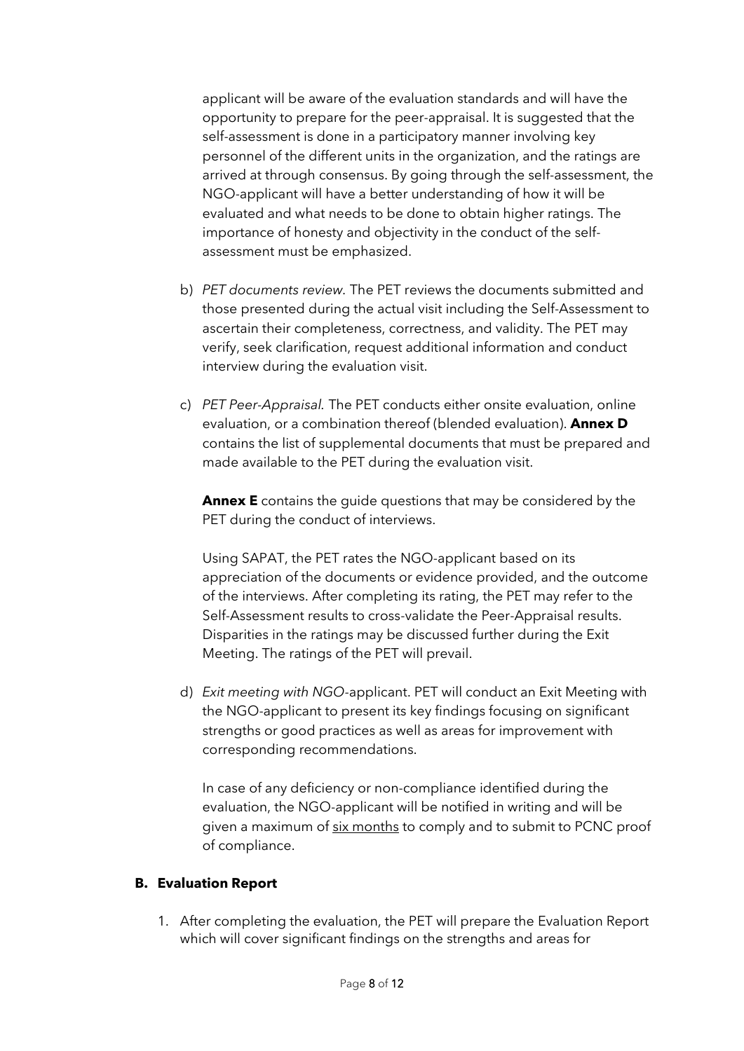applicant will be aware of the evaluation standards and will have the opportunity to prepare for the peer-appraisal. It is suggested that the self-assessment is done in a participatory manner involving key personnel of the different units in the organization, and the ratings are arrived at through consensus. By going through the self-assessment, the NGO-applicant will have a better understanding of how it will be evaluated and what needs to be done to obtain higher ratings. The importance of honesty and objectivity in the conduct of the self-assessment must be emphasized.

b) *PET documents review.* The PET reviews the documents submitted and those presented during the actual visit including the Self-Assessment to ascertain their completeness, correctness, and validity. The PET may verify, seek clarification, request additional information and conduct interview during the evaluation visit.

c) *PET Peer-Appraisal.* The PET conducts either onsite evaluation, online evaluation, or a combination thereof (blended evaluation). **Annex D** contains the list of supplemental documents that must be prepared and made available to the PET during the evaluation visit.

   **Annex E** contains the guide questions that may be considered by the PET during the conduct of interviews.

   Using SAPAT, the PET rates the NGO-applicant based on its appreciation of the documents or evidence provided, and the outcome of the interviews. After completing its rating, the PET may refer to the Self-Assessment results to cross-validate the Peer-Appraisal results. Disparities in the ratings may be discussed further during the Exit Meeting. The ratings of the PET will prevail.

d) *Exit meeting with NGO*-applicant. PET will conduct an Exit Meeting with the NGO-applicant to present its key findings focusing on significant strengths or good practices as well as areas for improvement with corresponding recommendations.

   In case of any deficiency or non-compliance identified during the evaluation, the NGO-applicant will be notified in writing and will be given a maximum of <u>six months</u> to comply and to submit to PCNC proof of compliance.

### B. Evaluation Report

1. After completing the evaluation, the PET will prepare the Evaluation Report which will cover significant findings on the strengths and areas for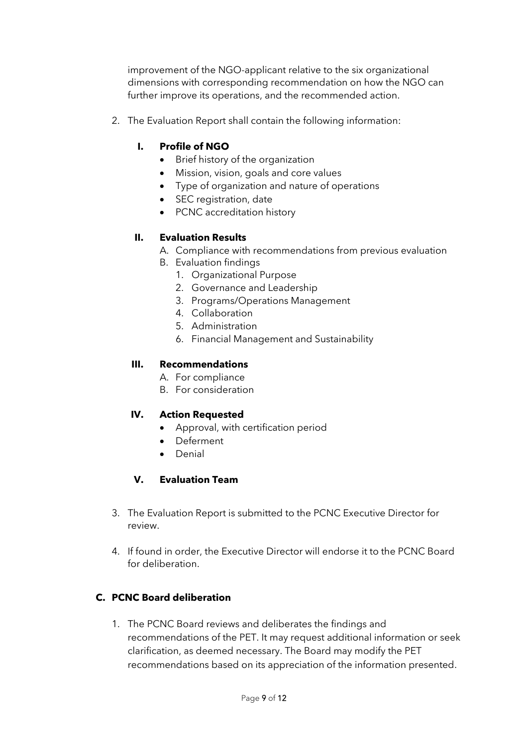improvement of the NGO-applicant relative to the six organizational dimensions with corresponding recommendation on how the NGO can further improve its operations, and the recommended action.

2. The Evaluation Report shall contain the following information:

   **I. Profile of NGO**
   - Brief history of the organization
   - Mission, vision, goals and core values
   - Type of organization and nature of operations
   - SEC registration, date
   - PCNC accreditation history

   **II. Evaluation Results**
   A. Compliance with recommendations from previous evaluation
   B. Evaluation findings
      1. Organizational Purpose
      2. Governance and Leadership
      3. Programs/Operations Management
      4. Collaboration
      5. Administration
      6. Financial Management and Sustainability

   **III. Recommendations**
   A. For compliance
   B. For consideration

   **IV. Action Requested**
   - Approval, with certification period
   - Deferment
   - Denial

   **V. Evaluation Team**

3. The Evaluation Report is submitted to the PCNC Executive Director for review.

4. If found in order, the Executive Director will endorse it to the PCNC Board for deliberation.

### C. PCNC Board deliberation

1. The PCNC Board reviews and deliberates the findings and recommendations of the PET. It may request additional information or seek clarification, as deemed necessary. The Board may modify the PET recommendations based on its appreciation of the information presented.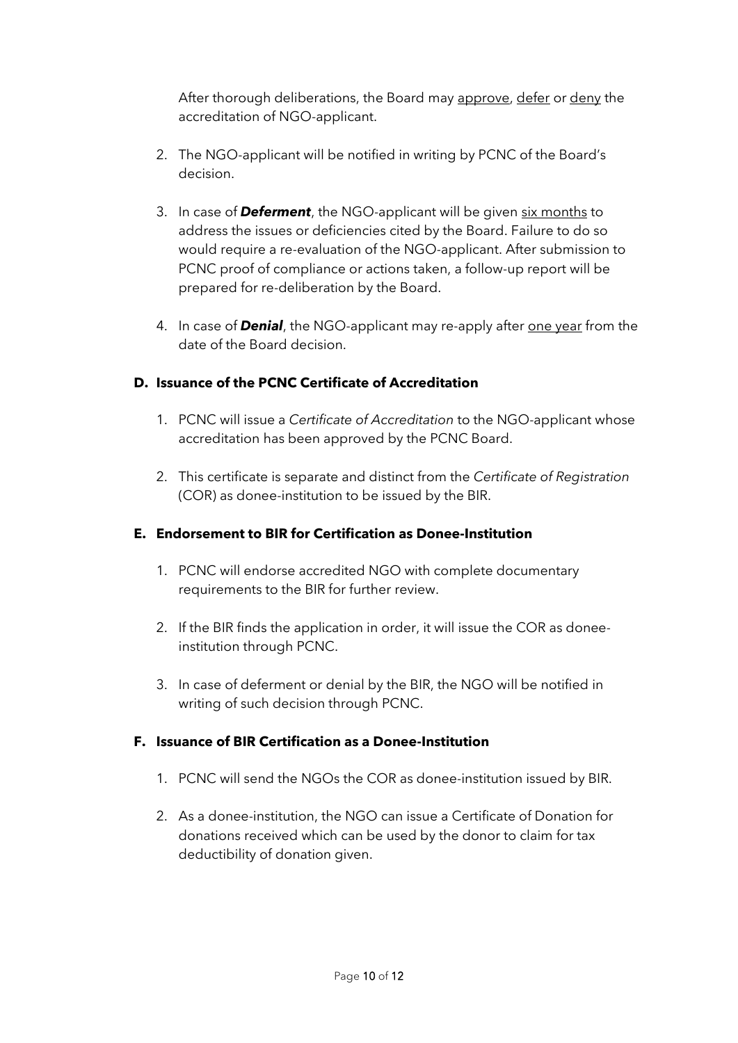After thorough deliberations, the Board may <u>approve</u>, <u>defer</u> or <u>deny</u> the accreditation of NGO-applicant.

2. The NGO-applicant will be notified in writing by PCNC of the Board's decision.

3. In case of ***Deferment***, the NGO-applicant will be given <u>six months</u> to address the issues or deficiencies cited by the Board. Failure to do so would require a re-evaluation of the NGO-applicant. After submission to PCNC proof of compliance or actions taken, a follow-up report will be prepared for re-deliberation by the Board.

4. In case of ***Denial***, the NGO-applicant may re-apply after <u>one year</u> from the date of the Board decision.

### D. Issuance of the PCNC Certificate of Accreditation

1. PCNC will issue a *Certificate of Accreditation* to the NGO-applicant whose accreditation has been approved by the PCNC Board.

2. This certificate is separate and distinct from the *Certificate of Registration* (COR) as donee-institution to be issued by the BIR.

### E. Endorsement to BIR for Certification as Donee-Institution

1. PCNC will endorse accredited NGO with complete documentary requirements to the BIR for further review.

2. If the BIR finds the application in order, it will issue the COR as donee-institution through PCNC.

3. In case of deferment or denial by the BIR, the NGO will be notified in writing of such decision through PCNC.

### F. Issuance of BIR Certification as a Donee-Institution

1. PCNC will send the NGOs the COR as donee-institution issued by BIR.

2. As a donee-institution, the NGO can issue a Certificate of Donation for donations received which can be used by the donor to claim for tax deductibility of donation given.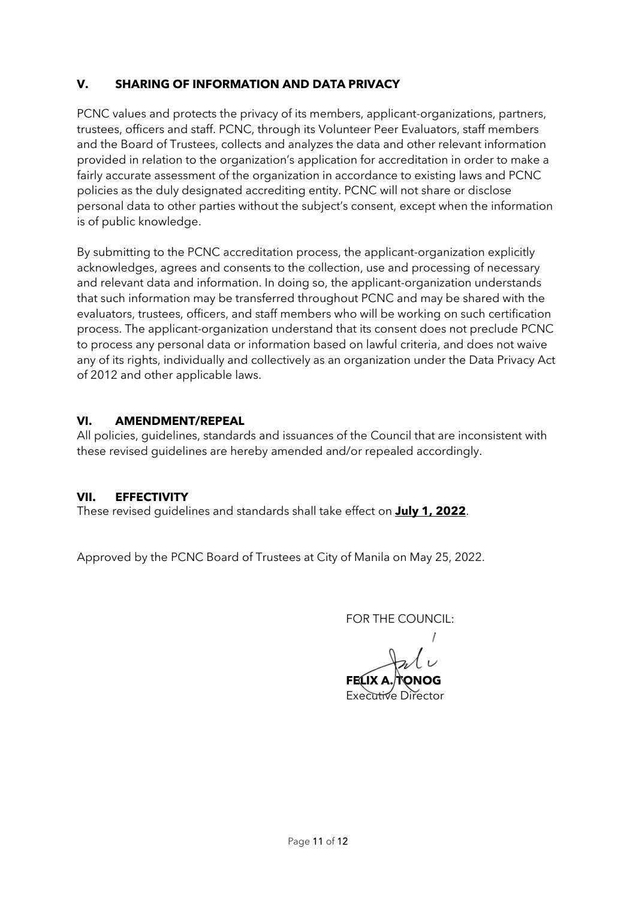## V. SHARING OF INFORMATION AND DATA PRIVACY

PCNC values and protects the privacy of its members, applicant-organizations, partners, trustees, officers and staff. PCNC, through its Volunteer Peer Evaluators, staff members and the Board of Trustees, collects and analyzes the data and other relevant information provided in relation to the organization's application for accreditation in order to make a fairly accurate assessment of the organization in accordance to existing laws and PCNC policies as the duly designated accrediting entity. PCNC will not share or disclose personal data to other parties without the subject's consent, except when the information is of public knowledge.

By submitting to the PCNC accreditation process, the applicant-organization explicitly acknowledges, agrees and consents to the collection, use and processing of necessary and relevant data and information. In doing so, the applicant-organization understands that such information may be transferred throughout PCNC and may be shared with the evaluators, trustees, officers, and staff members who will be working on such certification process. The applicant-organization understand that its consent does not preclude PCNC to process any personal data or information based on lawful criteria, and does not waive any of its rights, individually and collectively as an organization under the Data Privacy Act of 2012 and other applicable laws.

## VI. AMENDMENT/REPEAL

All policies, guidelines, standards and issuances of the Council that are inconsistent with these revised guidelines are hereby amended and/or repealed accordingly.

## VII. EFFECTIVITY

These revised guidelines and standards shall take effect on **July 1, 2022**.

Approved by the PCNC Board of Trustees at City of Manila on May 25, 2022.

FOR THE COUNCIL:

**FELIX A. TONOG**
Executive Director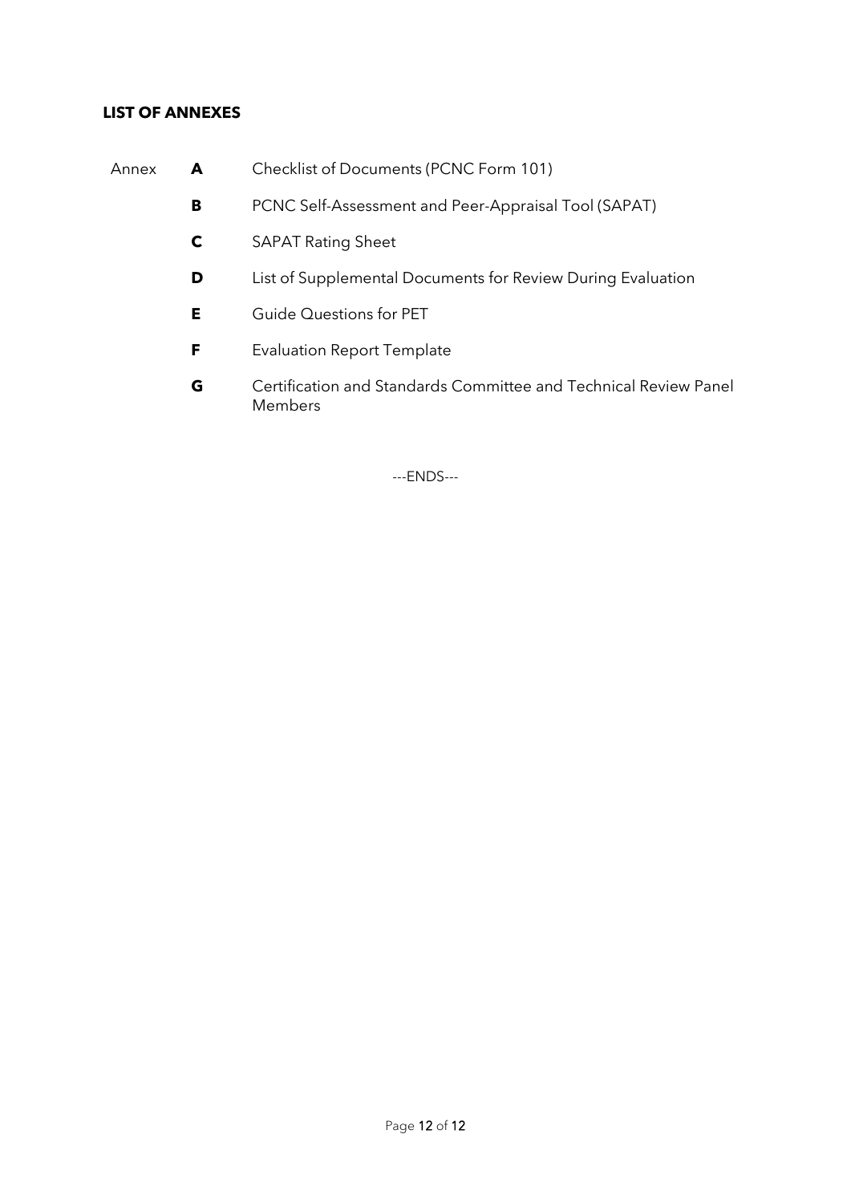**LIST OF ANNEXES**

| | | |
|---|---|---|
| Annex | **A** | Checklist of Documents (PCNC Form 101) |
| | **B** | PCNC Self-Assessment and Peer-Appraisal Tool (SAPAT) |
| | **C** | SAPAT Rating Sheet |
| | **D** | List of Supplemental Documents for Review During Evaluation |
| | **E** | Guide Questions for PET |
| | **F** | Evaluation Report Template |
| | **G** | Certification and Standards Committee and Technical Review Panel Members |

---ENDS---